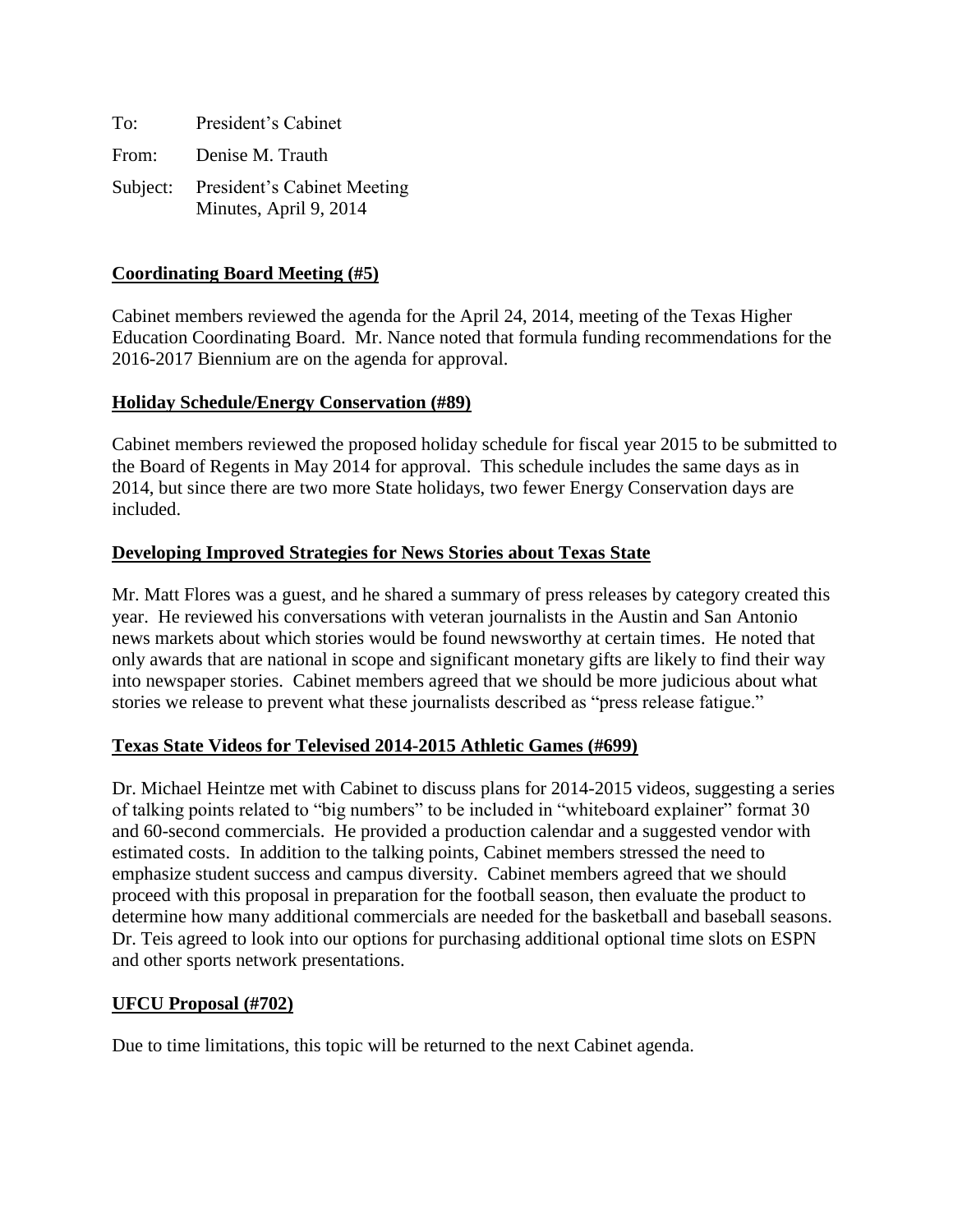To: President's Cabinet

From: Denise M. Trauth

Subject: President's Cabinet Meeting Minutes, April 9, 2014

**Coordinating Board Meeting (#5)**

Cabinet members reviewed the agenda for the April 24, 2014, meeting of the Texas Higher Education Coordinating Board. Mr. Nance noted that formula funding recommendations for the 2016-2017 Biennium are on the agenda for approval.

**Holiday Schedule/Energy Conservation (#89)**

Cabinet members reviewed the proposed holiday schedule for fiscal year 2015 to be submitted to the Board of Regents in May 2014 for approval. This schedule includes the same days as in 2014, but since there are two more State holidays, two fewer Energy Conservation days are included.

**Developing Improved Strategies for News Stories about Texas State**

Mr. Matt Flores was a guest, and he shared a summary of press releases by category created this year. He reviewed his conversations with veteran journalists in the Austin and San Antonio news markets about which stories would be found newsworthy at certain times. He noted that only awards that are national in scope and significant monetary gifts are likely to find their way into newspaper stories. Cabinet members agreed that we should be more judicious about what stories we release to prevent what these journalists described as "press release fatigue."

**Texas State Videos for Televised 2014-2015 Athletic Games (#699)**

Dr. Michael Heintze met with Cabinet to discuss plans for 2014-2015 videos, suggesting a series of talking points related to "big numbers" to be included in "whiteboard explainer" format 30 and 60-second commercials. He provided a production calendar and a suggested vendor with estimated costs. In addition to the talking points, Cabinet members stressed the need to emphasize student success and campus diversity. Cabinet members agreed that we should proceed with this proposal in preparation for the football season, then evaluate the product to determine how many additional commercials are needed for the basketball and baseball seasons. Dr. Teis agreed to look into our options for purchasing additional optional time slots on ESPN and other sports network presentations.

**UFCU Proposal (#702)**

Due to time limitations, this topic will be returned to the next Cabinet agenda.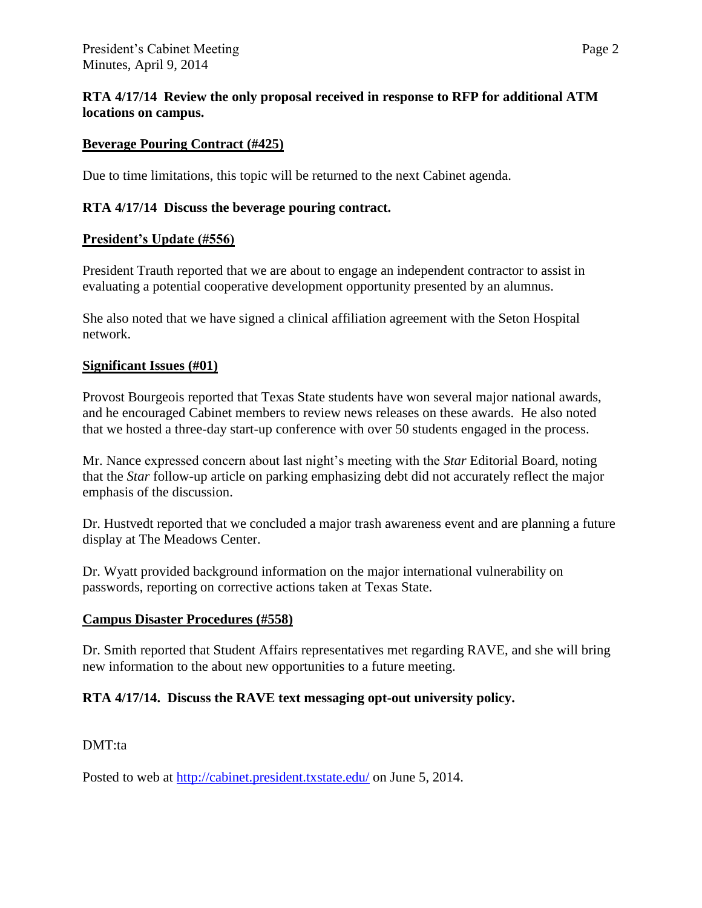**RTA 4/17/14 Review the only proposal received in response to RFP for additional ATM locations on campus.**

**Beverage Pouring Contract (#425)**

Due to time limitations, this topic will be returned to the next Cabinet agenda.

**RTA 4/17/14 Discuss the beverage pouring contract.**

**President's Update (#556)**

President Trauth reported that we are about to engage an independent contractor to assist in evaluating a potential cooperative development opportunity presented by an alumnus.

She also noted that we have signed a clinical affiliation agreement with the Seton Hospital network.

**Significant Issues (#01)**

Provost Bourgeois reported that Texas State students have won several major national awards, and he encouraged Cabinet members to review news releases on these awards. He also noted that we hosted a three-day start-up conference with over 50 students engaged in the process.

Mr. Nance expressed concern about last night's meeting with the *Star* Editorial Board, noting that the *Star* follow-up article on parking emphasizing debt did not accurately reflect the major emphasis of the discussion.

Dr. Hustvedt reported that we concluded a major trash awareness event and are planning a future display at The Meadows Center.

Dr. Wyatt provided background information on the major international vulnerability on passwords, reporting on corrective actions taken at Texas State.

**Campus Disaster Procedures (#558)**

Dr. Smith reported that Student Affairs representatives met regarding RAVE, and she will bring new information to the about new opportunities to a future meeting.

**RTA 4/17/14. Discuss the RAVE text messaging opt-out university policy.**

DMT:ta

Posted to web at http://cabinet.president.txstate.edu/ on June 5, 2014.